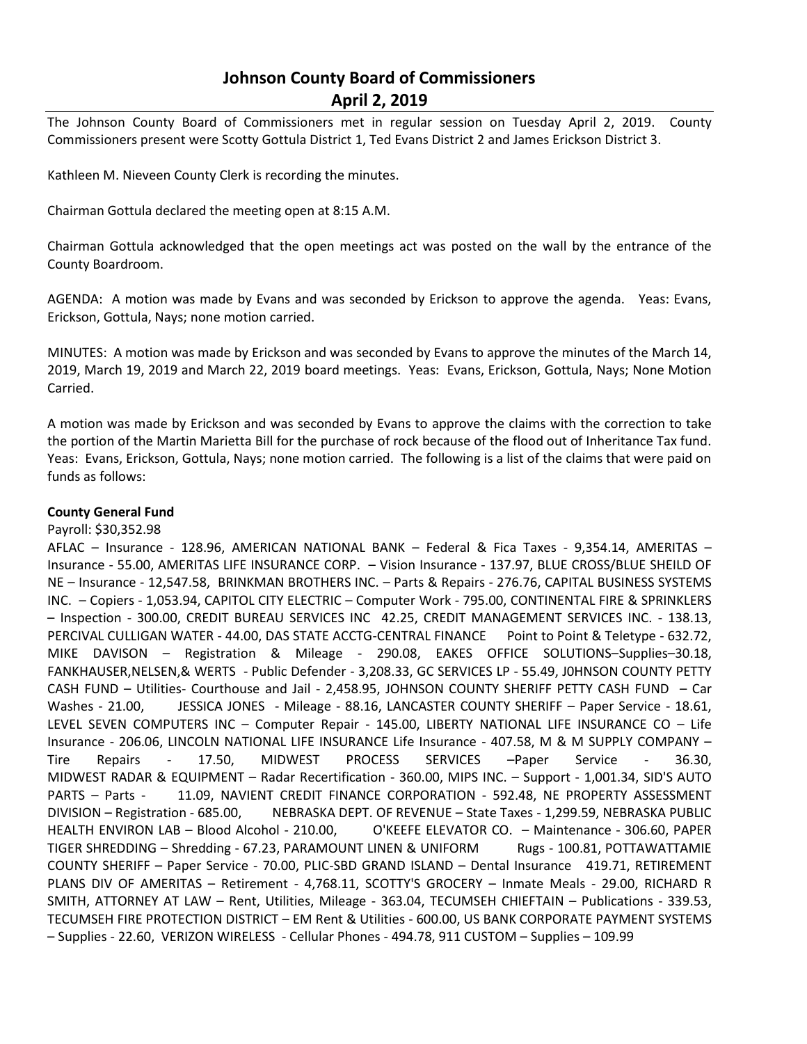# Johnson County Board of Commissioners
## April 2, 2019

The Johnson County Board of Commissioners met in regular session on Tuesday April 2, 2019. County Commissioners present were Scotty Gottula District 1, Ted Evans District 2 and James Erickson District 3.

Kathleen M. Nieveen County Clerk is recording the minutes.

Chairman Gottula declared the meeting open at 8:15 A.M.

Chairman Gottula acknowledged that the open meetings act was posted on the wall by the entrance of the County Boardroom.

AGENDA: A motion was made by Evans and was seconded by Erickson to approve the agenda. Yeas: Evans, Erickson, Gottula, Nays; none motion carried.

MINUTES: A motion was made by Erickson and was seconded by Evans to approve the minutes of the March 14, 2019, March 19, 2019 and March 22, 2019 board meetings. Yeas: Evans, Erickson, Gottula, Nays; None Motion Carried.

A motion was made by Erickson and was seconded by Evans to approve the claims with the correction to take the portion of the Martin Marietta Bill for the purchase of rock because of the flood out of Inheritance Tax fund. Yeas: Evans, Erickson, Gottula, Nays; none motion carried. The following is a list of the claims that were paid on funds as follows:

**County General Fund**

Payroll: $30,352.98

AFLAC – Insurance - 128.96, AMERICAN NATIONAL BANK – Federal & Fica Taxes - 9,354.14, AMERITAS – Insurance - 55.00, AMERITAS LIFE INSURANCE CORP. – Vision Insurance - 137.97, BLUE CROSS/BLUE SHEILD OF NE – Insurance - 12,547.58, BRINKMAN BROTHERS INC. – Parts & Repairs - 276.76, CAPITAL BUSINESS SYSTEMS INC. – Copiers - 1,053.94, CAPITOL CITY ELECTRIC – Computer Work - 795.00, CONTINENTAL FIRE & SPRINKLERS – Inspection - 300.00, CREDIT BUREAU SERVICES INC 42.25, CREDIT MANAGEMENT SERVICES INC. - 138.13, PERCIVAL CULLIGAN WATER - 44.00, DAS STATE ACCTG-CENTRAL FINANCE Point to Point & Teletype - 632.72, MIKE DAVISON – Registration & Mileage - 290.08, EAKES OFFICE SOLUTIONS–Supplies–30.18, FANKHAUSER,NELSEN,& WERTS - Public Defender - 3,208.33, GC SERVICES LP - 55.49, J0HNSON COUNTY PETTY CASH FUND – Utilities- Courthouse and Jail - 2,458.95, JOHNSON COUNTY SHERIFF PETTY CASH FUND – Car Washes - 21.00, JESSICA JONES - Mileage - 88.16, LANCASTER COUNTY SHERIFF – Paper Service - 18.61, LEVEL SEVEN COMPUTERS INC – Computer Repair - 145.00, LIBERTY NATIONAL LIFE INSURANCE CO – Life Insurance - 206.06, LINCOLN NATIONAL LIFE INSURANCE Life Insurance - 407.58, M & M SUPPLY COMPANY – Tire Repairs - 17.50, MIDWEST PROCESS SERVICES –Paper Service - 36.30, MIDWEST RADAR & EQUIPMENT – Radar Recertification - 360.00, MIPS INC. – Support - 1,001.34, SID'S AUTO PARTS – Parts - 11.09, NAVIENT CREDIT FINANCE CORPORATION - 592.48, NE PROPERTY ASSESSMENT DIVISION – Registration - 685.00, NEBRASKA DEPT. OF REVENUE – State Taxes - 1,299.59, NEBRASKA PUBLIC HEALTH ENVIRON LAB – Blood Alcohol - 210.00, O'KEEFE ELEVATOR CO. – Maintenance - 306.60, PAPER TIGER SHREDDING – Shredding - 67.23, PARAMOUNT LINEN & UNIFORM Rugs - 100.81, POTTAWATTAMIE COUNTY SHERIFF – Paper Service - 70.00, PLIC-SBD GRAND ISLAND – Dental Insurance 419.71, RETIREMENT PLANS DIV OF AMERITAS – Retirement - 4,768.11, SCOTTY'S GROCERY – Inmate Meals - 29.00, RICHARD R SMITH, ATTORNEY AT LAW – Rent, Utilities, Mileage - 363.04, TECUMSEH CHIEFTAIN – Publications - 339.53, TECUMSEH FIRE PROTECTION DISTRICT – EM Rent & Utilities - 600.00, US BANK CORPORATE PAYMENT SYSTEMS – Supplies - 22.60, VERIZON WIRELESS - Cellular Phones - 494.78, 911 CUSTOM – Supplies – 109.99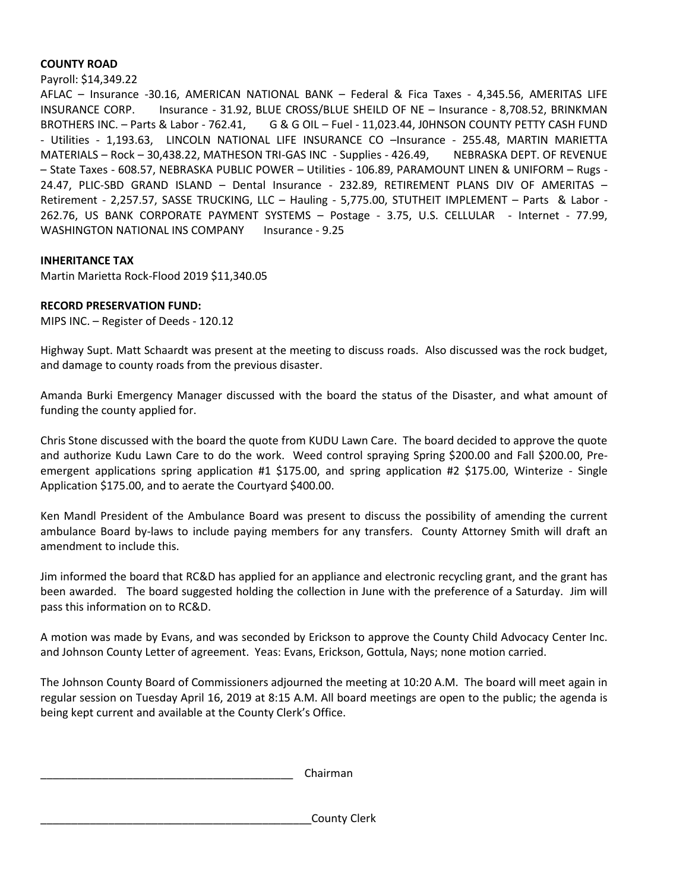**COUNTY ROAD**

Payroll: $14,349.22

AFLAC – Insurance -30.16, AMERICAN NATIONAL BANK – Federal & Fica Taxes - 4,345.56, AMERITAS LIFE INSURANCE CORP. Insurance - 31.92, BLUE CROSS/BLUE SHEILD OF NE – Insurance - 8,708.52, BRINKMAN BROTHERS INC. – Parts & Labor - 762.41, G & G OIL – Fuel - 11,023.44, J0HNSON COUNTY PETTY CASH FUND - Utilities - 1,193.63, LINCOLN NATIONAL LIFE INSURANCE CO –Insurance - 255.48, MARTIN MARIETTA MATERIALS – Rock – 30,438.22, MATHESON TRI-GAS INC - Supplies - 426.49, NEBRASKA DEPT. OF REVENUE – State Taxes - 608.57, NEBRASKA PUBLIC POWER – Utilities - 106.89, PARAMOUNT LINEN & UNIFORM – Rugs - 24.47, PLIC-SBD GRAND ISLAND – Dental Insurance - 232.89, RETIREMENT PLANS DIV OF AMERITAS – Retirement - 2,257.57, SASSE TRUCKING, LLC – Hauling - 5,775.00, STUTHEIT IMPLEMENT – Parts & Labor - 262.76, US BANK CORPORATE PAYMENT SYSTEMS – Postage - 3.75, U.S. CELLULAR - Internet - 77.99, WASHINGTON NATIONAL INS COMPANY Insurance - 9.25

**INHERITANCE TAX**

Martin Marietta Rock-Flood 2019 $11,340.05

**RECORD PRESERVATION FUND:**

MIPS INC. – Register of Deeds - 120.12

Highway Supt. Matt Schaardt was present at the meeting to discuss roads. Also discussed was the rock budget, and damage to county roads from the previous disaster.

Amanda Burki Emergency Manager discussed with the board the status of the Disaster, and what amount of funding the county applied for.

Chris Stone discussed with the board the quote from KUDU Lawn Care. The board decided to approve the quote and authorize Kudu Lawn Care to do the work. Weed control spraying Spring $200.00 and Fall $200.00, Pre-emergent applications spring application #1 $175.00, and spring application #2 $175.00, Winterize - Single Application $175.00, and to aerate the Courtyard $400.00.

Ken Mandl President of the Ambulance Board was present to discuss the possibility of amending the current ambulance Board by-laws to include paying members for any transfers. County Attorney Smith will draft an amendment to include this.

Jim informed the board that RC&D has applied for an appliance and electronic recycling grant, and the grant has been awarded. The board suggested holding the collection in June with the preference of a Saturday. Jim will pass this information on to RC&D.

A motion was made by Evans, and was seconded by Erickson to approve the County Child Advocacy Center Inc. and Johnson County Letter of agreement. Yeas: Evans, Erickson, Gottula, Nays; none motion carried.

The Johnson County Board of Commissioners adjourned the meeting at 10:20 A.M. The board will meet again in regular session on Tuesday April 16, 2019 at 8:15 A.M. All board meetings are open to the public; the agenda is being kept current and available at the County Clerk's Office.

\_\_\_\_\_\_\_\_\_\_\_\_\_\_\_\_\_\_\_\_\_\_\_\_\_\_\_\_\_\_\_\_\_\_\_\_\_\_\_\_\_\_ Chairman

\_\_\_\_\_\_\_\_\_\_\_\_\_\_\_\_\_\_\_\_\_\_\_\_\_\_\_\_\_\_\_\_\_\_\_\_\_\_\_\_\_\_\_\_\_County Clerk